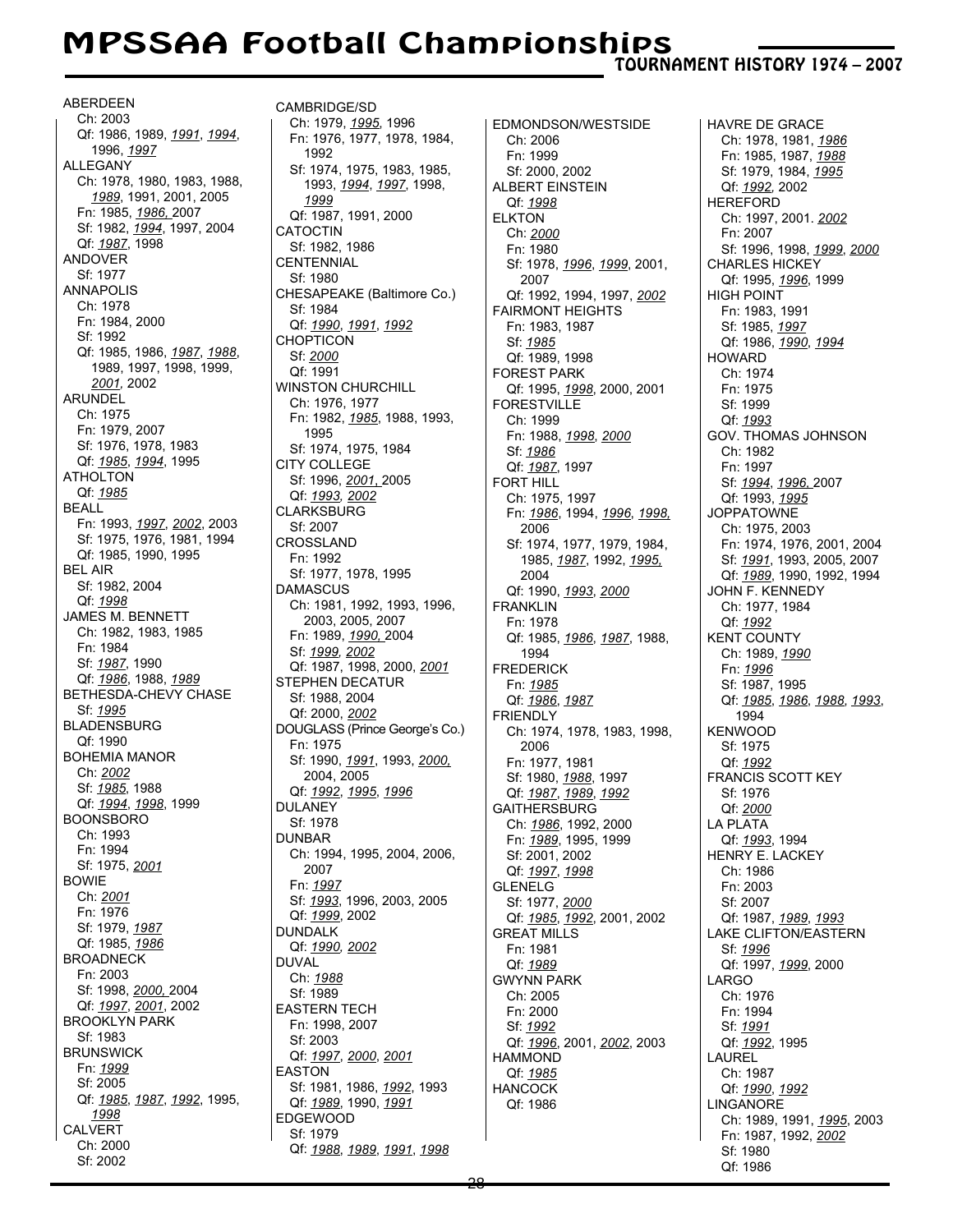# MPSSAA Football Championships

## TOURNAMENT HISTORY 1974 – 2007

ABERDEEN
- Ch: 2003
- Qf: 1986, 1989, *1991*, *1994*, 1996, *1997*

ALLEGANY
- Ch: 1978, 1980, 1983, 1988, *1989*, 1991, 2001, 2005
- Fn: 1985, *1986,* 2007
- Sf: 1982, *1994*, 1997, 2004
- Qf: *1987*, 1998

ANDOVER
- Sf: 1977

ANNAPOLIS
- Ch: 1978
- Fn: 1984, 2000
- Sf: 1992
- Qf: 1985, 1986, *1987*, *1988*, 1989, 1997, 1998, 1999, *2001*, 2002

ARUNDEL
- Ch: 1975
- Fn: 1979, 2007
- Sf: 1976, 1978, 1983
- Qf: *1985*, *1994*, 1995

ATHOLTON
- Qf: *1985*

BEALL
- Fn: 1993, *1997*, *2002*, 2003
- Sf: 1975, 1976, 1981, 1994
- Qf: 1985, 1990, 1995

BEL AIR
- Sf: 1982, 2004
- Qf: *1998*

JAMES M. BENNETT
- Ch: 1982, 1983, 1985
- Fn: 1984
- Sf: *1987*, 1990
- Qf: *1986*, 1988, *1989*

BETHESDA-CHEVY CHASE
- Sf: *1995*

BLADENSBURG
- Qf: 1990

BOHEMIA MANOR
- Ch: *2002*
- Sf: *1985*, 1988
- Qf: *1994*, *1998*, 1999

BOONSBORO
- Ch: 1993
- Fn: 1994
- Sf: 1975, *2001*

BOWIE
- Ch: *2001*
- Fn: 1976
- Sf: 1979, *1987*
- Qf: 1985, *1986*

BROADNECK
- Fn: 2003
- Sf: 1998, *2000,* 2004
- Qf: *1997*, *2001*, 2002

BROOKLYN PARK
- Sf: 1983

BRUNSWICK
- Fn: *1999*
- Sf: 2005
- Qf: *1985*, *1987*, *1992*, 1995, *1998*

CALVERT
- Ch: 2000
- Sf: 2002

CAMBRIDGE/SD
- Ch: 1979, *1995*, 1996
- Fn: 1976, 1977, 1978, 1984, 1992
- Sf: 1974, 1975, 1983, 1985, 1993, *1994*, *1997*, 1998, *1999*
- Qf: 1987, 1991, 2000

CATOCTIN
- Sf: 1982, 1986

CENTENNIAL
- Sf: 1980

CHESAPEAKE (Baltimore Co.)
- Sf: 1984
- Qf: *1990*, *1991*, *1992*

CHOPTICON
- Sf: *2000*
- Qf: 1991

WINSTON CHURCHILL
- Ch: 1976, 1977
- Fn: 1982, *1985*, 1988, 1993, 1995
- Sf: 1974, 1975, 1984

CITY COLLEGE
- Sf: 1996, *2001,* 2005
- Qf: *1993*, *2002*

CLARKSBURG
- Sf: 2007

CROSSLAND
- Fn: 1992
- Sf: 1977, 1978, 1995

DAMASCUS
- Ch: 1981, 1992, 1993, 1996, 2003, 2005, 2007
- Fn: 1989, *1990,* 2004
- Sf: *1999*, *2002*
- Qf: 1987, 1998, 2000, *2001*

STEPHEN DECATUR
- Sf: 1988, 2004
- Qf: 2000, *2002*

DOUGLASS (Prince George's Co.)
- Fn: 1975
- Sf: 1990, *1991*, 1993, *2000,* 2004, 2005
- Qf: *1992*, *1995*, *1996*

DULANEY
- Sf: 1978

DUNBAR
- Ch: 1994, 1995, 2004, 2006, 2007
- Fn: *1997*
- Sf: *1993*, 1996, 2003, 2005
- Qf: *1999*, 2002

DUNDALK
- Qf: *1990*, *2002*

DUVAL
- Ch: *1988*
- Sf: 1989

EASTERN TECH
- Fn: 1998, 2007
- Sf: 2003
- Qf: *1997*, *2000*, *2001*

EASTON
- Sf: 1981, 1986, *1992*, 1993
- Qf: *1989*, 1990, *1991*

EDGEWOOD
- Sf: 1979
- Qf: *1988*, *1989*, *1991*, *1998*

EDMONDSON/WESTSIDE
- Ch: 2006
- Fn: 1999
- Sf: 2000, 2002

ALBERT EINSTEIN
- Qf: *1998*

ELKTON
- Ch: *2000*
- Fn: 1980
- Sf: 1978, *1996*, *1999*, 2001, 2007
- Qf: 1992, 1994, 1997, *2002*

FAIRMONT HEIGHTS
- Fn: 1983, 1987
- Sf: *1985*
- Qf: 1989, 1998

FOREST PARK
- Qf: 1995, *1998*, 2000, 2001

FORESTVILLE
- Ch: 1999
- Fn: 1988, *1998*, *2000*
- Sf: *1986*
- Qf: *1987*, 1997

FORT HILL
- Ch: 1975, 1997
- Fn: *1986*, 1994, *1996*, *1998,* 2006
- Sf: 1974, 1977, 1979, 1984, 1985, *1987*, 1992, *1995,* 2004
- Qf: 1990, *1993*, *2000*

FRANKLIN
- Fn: 1978
- Qf: 1985, *1986*, *1987*, 1988, 1994

FREDERICK
- Fn: *1985*
- Qf: *1986*, *1987*

FRIENDLY
- Ch: 1974, 1978, 1983, 1998, 2006
- Fn: 1977, 1981
- Sf: 1980, *1988*, 1997
- Qf: *1987*, *1989*, *1992*

GAITHERSBURG
- Ch: *1986*, 1992, 2000
- Fn: *1989*, 1995, 1999
- Sf: 2001, 2002
- Qf: *1997*, *1998*

GLENELG
- Sf: 1977, *2000*
- Qf: *1985*, *1992*, 2001, 2002

GREAT MILLS
- Fn: 1981
- Qf: *1989*

GWYNN PARK
- Ch: 2005
- Fn: 2000
- Sf: *1992*
- Qf: *1996*, 2001, *2002*, 2003

HAMMOND
- Qf: *1985*

HANCOCK
- Qf: 1986

HAVRE DE GRACE
- Ch: 1978, 1981, *1986*
- Fn: 1985, 1987, *1988*
- Sf: 1979, 1984, *1995*
- Qf: *1992*, 2002

HEREFORD
- Ch: 1997, 2001. *2002*
- Fn: 2007
- Sf: 1996, 1998, *1999*, *2000*

CHARLES HICKEY
- Qf: 1995, *1996*, 1999

HIGH POINT
- Fn: 1983, 1991
- Sf: 1985, *1997*
- Qf: 1986, *1990*, *1994*

HOWARD
- Ch: 1974
- Fn: 1975
- Sf: 1999
- Qf: *1993*

GOV. THOMAS JOHNSON
- Ch: 1982
- Fn: 1997
- Sf: *1994*, *1996,* 2007
- Qf: 1993, *1995*

JOPPATOWNE
- Ch: 1975, 2003
- Fn: 1974, 1976, 2001, 2004
- Sf: *1991*, 1993, 2005, 2007
- Qf: *1989*, 1990, 1992, 1994

JOHN F. KENNEDY
- Ch: 1977, 1984
- Qf: *1992*

KENT COUNTY
- Ch: 1989, *1990*
- Fn: *1996*
- Sf: 1987, 1995
- Qf: *1985*, *1986*, *1988*, *1993*, 1994

KENWOOD
- Sf: 1975
- Qf: *1992*

FRANCIS SCOTT KEY
- Sf: 1976
- Qf: *2000*

LA PLATA
- Qf: *1993*, 1994

HENRY E. LACKEY
- Ch: 1986
- Fn: 2003
- Sf: 2007
- Qf: 1987, *1989*, *1993*

LAKE CLIFTON/EASTERN
- Sf: *1996*
- Qf: 1997, *1999*, 2000

LARGO
- Ch: 1976
- Fn: 1994
- Sf: *1991*
- Qf: *1992*, 1995

LAUREL
- Ch: 1987
- Qf: *1990*, *1992*

LINGANORE
- Ch: 1989, 1991, *1995*, 2003
- Fn: 1987, 1992, *2002*
- Sf: 1980
- Qf: 1986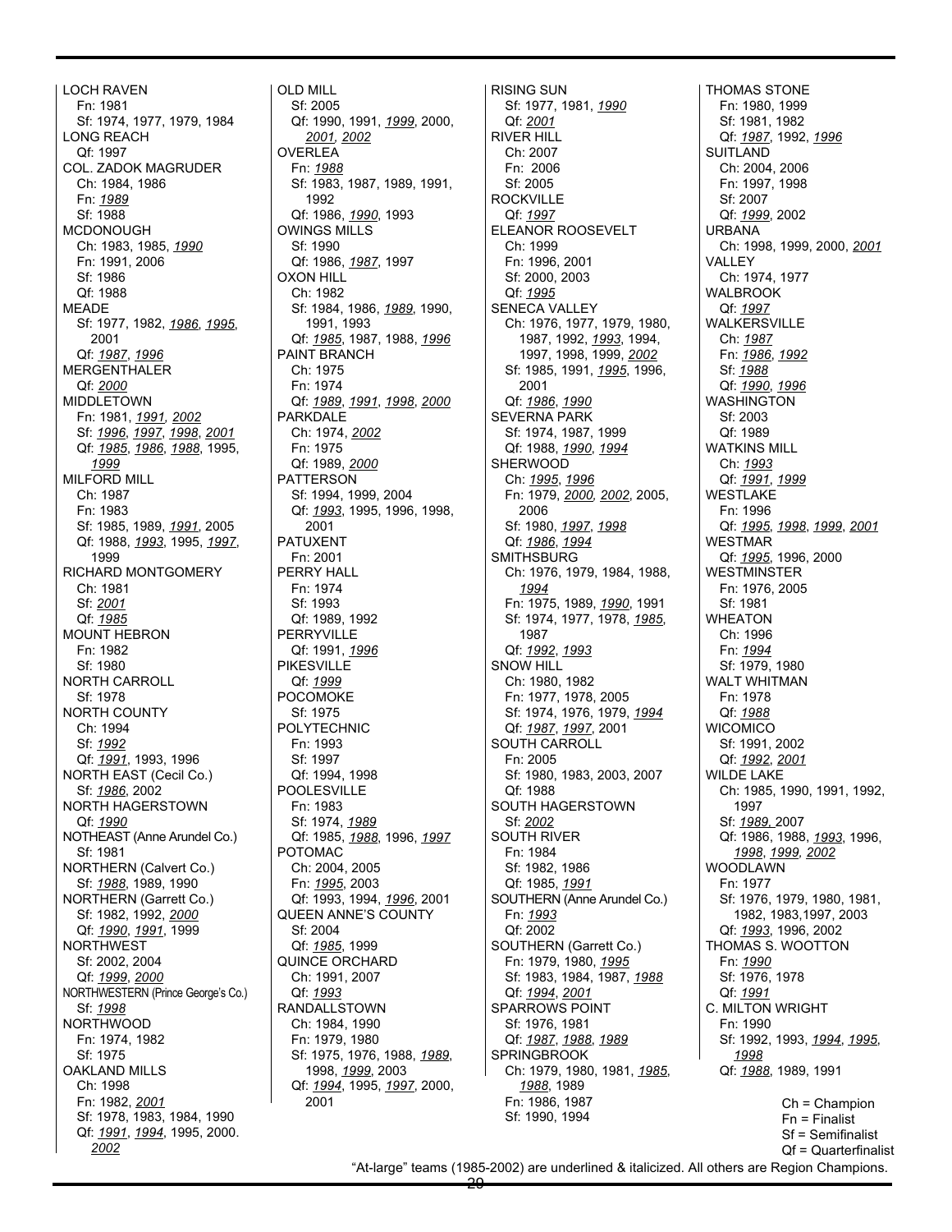LOCH RAVEN
  Fn: 1981
  Sf: 1974, 1977, 1979, 1984
LONG REACH
  Qf: 1997
COL. ZADOK MAGRUDER
  Ch: 1984, 1986
  Fn: *1989*
  Sf: 1988
MCDONOUGH
  Ch: 1983, 1985, *1990*
  Fn: 1991, 2006
  Sf: 1986
  Qf: 1988
MEADE
  Sf: 1977, 1982, *1986*, *1995*, 2001
  Qf: *1987*, *1996*
MERGENTHALER
  Qf: *2000*
MIDDLETOWN
  Fn: 1981, *1991*, *2002*
  Sf: *1996*, *1997*, *1998*, *2001*
  Qf: *1985*, *1986*, *1988*, 1995, *1999*
MILFORD MILL
  Ch: 1987
  Fn: 1983
  Sf: 1985, 1989, *1991*, 2005
  Qf: 1988, *1993*, 1995, *1997*, 1999
RICHARD MONTGOMERY
  Ch: 1981
  Sf: *2001*
  Qf: *1985*
MOUNT HEBRON
  Fn: 1982
  Sf: 1980
NORTH CARROLL
  Sf: 1978
NORTH COUNTY
  Ch: 1994
  Sf: *1992*
  Qf: *1991*, 1993, 1996
NORTH EAST (Cecil Co.)
  Sf: *1986*, 2002
NORTH HAGERSTOWN
  Qf: *1990*
NOTHEAST (Anne Arundel Co.)
  Sf: 1981
NORTHERN (Calvert Co.)
  Sf: *1988*, 1989, 1990
NORTHERN (Garrett Co.)
  Sf: 1982, 1992, *2000*
  Qf: *1990*, *1991*, 1999
NORTHWEST
  Sf: 2002, 2004
  Qf: *1999*, *2000*
NORTHWESTERN (Prince George's Co.)
  Sf: *1998*
NORTHWOOD
  Fn: 1974, 1982
  Sf: 1975
OAKLAND MILLS
  Ch: 1998
  Fn: 1982, *2001*
  Sf: 1978, 1983, 1984, 1990
  Qf: *1991*, *1994*, 1995, 2000. *2002*

OLD MILL
  Sf: 2005
  Qf: 1990, 1991, *1999*, 2000, *2001*, *2002*
OVERLEA
  Fn: *1988*
  Sf: 1983, 1987, 1989, 1991, 1992
  Qf: 1986, *1990*, 1993
OWINGS MILLS
  Sf: 1990
  Qf: 1986, *1987*, 1997
OXON HILL
  Ch: 1982
  Sf: 1984, 1986, *1989*, 1990, 1991, 1993
  Qf: *1985*, 1987, 1988, *1996*
PAINT BRANCH
  Ch: 1975
  Fn: 1974
  Qf: *1989*, *1991*, *1998*, *2000*
PARKDALE
  Ch: 1974, *2002*
  Fn: 1975
  Qf: 1989, *2000*
PATTERSON
  Sf: 1994, 1999, 2004
  Qf: *1993*, 1995, 1996, 1998, 2001
PATUXENT
  Fn: 2001
PERRY HALL
  Fn: 1974
  Sf: 1993
  Qf: 1989, 1992
PERRYVILLE
  Qf: 1991, *1996*
PIKESVILLE
  Qf: *1999*
POCOMOKE
  Sf: 1975
POLYTECHNIC
  Fn: 1993
  Sf: 1997
  Qf: 1994, 1998
POOLESVILLE
  Fn: 1983
  Sf: 1974, *1989*
  Qf: 1985, *1988*, 1996, *1997*
POTOMAC
  Ch: 2004, 2005
  Fn: *1995*, 2003
  Qf: 1993, 1994, *1996*, 2001
QUEEN ANNE'S COUNTY
  Sf: 2004
  Qf: *1985*, 1999
QUINCE ORCHARD
  Ch: 1991, 2007
  Qf: *1993*
RANDALLSTOWN
  Ch: 1984, 1990
  Fn: 1979, 1980
  Sf: 1975, 1976, 1988, *1989*, 1998, *1999*, 2003
  Qf: *1994*, 1995, *1997*, 2000, 2001

RISING SUN
  Sf: 1977, 1981, *1990*
  Qf: *2001*
RIVER HILL
  Ch: 2007
  Fn: 2006
  Sf: 2005
ROCKVILLE
  Qf: *1997*
ELEANOR ROOSEVELT
  Ch: 1999
  Fn: 1996, 2001
  Sf: 2000, 2003
  Qf: *1995*
SENECA VALLEY
  Ch: 1976, 1977, 1979, 1980, 1987, 1992, *1993*, 1994, 1997, 1998, 1999, *2002*
  Sf: 1985, 1991, *1995*, 1996, 2001
  Qf: *1986*, *1990*
SEVERNA PARK
  Sf: 1974, 1987, 1999
  Qf: 1988, *1990*, *1994*
SHERWOOD
  Ch: *1995*, *1996*
  Fn: 1979, *2000*, *2002*, 2005, 2006
  Sf: 1980, *1997*, *1998*
  Qf: *1986*, *1994*
SMITHSBURG
  Ch: 1976, 1979, 1984, 1988, *1994*
  Fn: 1975, 1989, *1990*, 1991
  Sf: 1974, 1977, 1978, *1985*, 1987
  Qf: *1992*, *1993*
SNOW HILL
  Ch: 1980, 1982
  Fn: 1977, 1978, 2005
  Sf: 1974, 1976, 1979, *1994*
  Qf: *1987*, *1997*, 2001
SOUTH CARROLL
  Fn: 2005
  Sf: 1980, 1983, 2003, 2007
  Qf: 1988
SOUTH HAGERSTOWN
  Sf: *2002*
SOUTH RIVER
  Fn: 1984
  Sf: 1982, 1986
  Qf: 1985, *1991*
SOUTHERN (Anne Arundel Co.)
  Fn: *1993*
  Qf: 2002
SOUTHERN (Garrett Co.)
  Fn: 1979, 1980, *1995*
  Sf: 1983, 1984, 1987, *1988*
  Qf: *1994*, *2001*
SPARROWS POINT
  Sf: 1976, 1981
  Qf: *1987*, *1988*, *1989*
SPRINGBROOK
  Ch: 1979, 1980, 1981, *1985*, *1988*, 1989
  Fn: 1986, 1987
  Sf: 1990, 1994

THOMAS STONE
  Fn: 1980, 1999
  Sf: 1981, 1982
  Qf: *1987*, 1992, *1996*
SUITLAND
  Ch: 2004, 2006
  Fn: 1997, 1998
  Sf: 2007
  Qf: *1999*, 2002
URBANA
  Ch: 1998, 1999, 2000, *2001*
VALLEY
  Ch: 1974, 1977
WALBROOK
  Qf: *1997*
WALKERSVILLE
  Ch: *1987*
  Fn: *1986*, *1992*
  Sf: *1988*
  Qf: *1990*, *1996*
WASHINGTON
  Sf: 2003
  Qf: 1989
WATKINS MILL
  Ch: *1993*
  Qf: *1991*, *1999*
WESTLAKE
  Fn: 1996
  Qf: *1995*, *1998*, *1999*, *2001*
WESTMAR
  Qf: *1995*, 1996, 2000
WESTMINSTER
  Fn: 1976, 2005
  Sf: 1981
WHEATON
  Ch: 1996
  Fn: *1994*
  Sf: 1979, 1980
WALT WHITMAN
  Fn: 1978
  Qf: *1988*
WICOMICO
  Sf: 1991, 2002
  Qf: *1992*, *2001*
WILDE LAKE
  Ch: 1985, 1990, 1991, 1992, 1997
  Sf: *1989*, 2007
  Qf: 1986, 1988, *1993*, 1996, *1998*, *1999*, *2002*
WOODLAWN
  Fn: 1977
  Sf: 1976, 1979, 1980, 1981, 1982, 1983,1997, 2003
  Qf: *1993*, 1996, 2002
THOMAS S. WOOTTON
  Fn: *1990*
  Sf: 1976, 1978
  Qf: *1991*
C. MILTON WRIGHT
  Fn: 1990
  Sf: 1992, 1993, *1994*, *1995*, *1998*
  Qf: *1988*, 1989, 1991

Ch = Champion
Fn = Finalist
Sf = Semifinalist
Qf = Quarterfinalist

"At-large" teams (1985-2002) are underlined & italicized. All others are Region Champions.